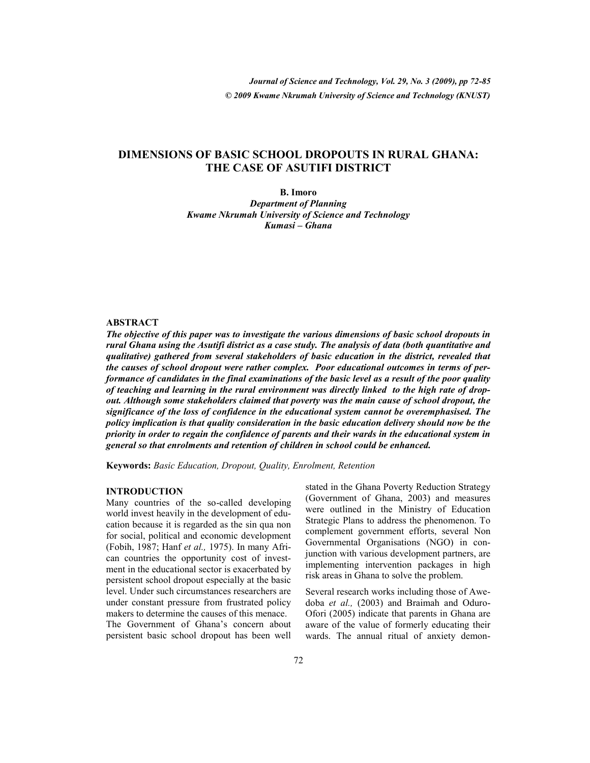# DIMENSIONS OF BASIC SCHOOL DROPOUTS IN RURAL GHANA: THE CASE OF ASUTIFI DISTRICT

**B. Imoro**

*Department of Planning*
*Kwame Nkrumah University of Science and Technology*
*Kumasi – Ghana*

## ABSTRACT

***The objective of this paper was to investigate the various dimensions of basic school dropouts in rural Ghana using the Asutifi district as a case study. The analysis of data (both quantitative and qualitative) gathered from several stakeholders of basic education in the district, revealed that the causes of school dropout were rather complex. Poor educational outcomes in terms of performance of candidates in the final examinations of the basic level as a result of the poor quality of teaching and learning in the rural environment was directly linked to the high rate of dropout. Although some stakeholders claimed that poverty was the main cause of school dropout, the significance of the loss of confidence in the educational system cannot be overemphasised. The policy implication is that quality consideration in the basic education delivery should now be the priority in order to regain the confidence of parents and their wards in the educational system in general so that enrolments and retention of children in school could be enhanced.***

**Keywords:** *Basic Education, Dropout, Quality, Enrolment, Retention*

## INTRODUCTION

Many countries of the so-called developing world invest heavily in the development of education because it is regarded as the sin qua non for social, political and economic development (Fobih, 1987; Hanf *et al.,* 1975). In many African countries the opportunity cost of investment in the educational sector is exacerbated by persistent school dropout especially at the basic level. Under such circumstances researchers are under constant pressure from frustrated policy makers to determine the causes of this menace.

The Government of Ghana's concern about persistent basic school dropout has been well stated in the Ghana Poverty Reduction Strategy (Government of Ghana, 2003) and measures were outlined in the Ministry of Education Strategic Plans to address the phenomenon. To complement government efforts, several Non Governmental Organisations (NGO) in conjunction with various development partners, are implementing intervention packages in high risk areas in Ghana to solve the problem.

Several research works including those of Awedoba *et al.,* (2003) and Braimah and Oduro-Ofori (2005) indicate that parents in Ghana are aware of the value of formerly educating their wards. The annual ritual of anxiety demon-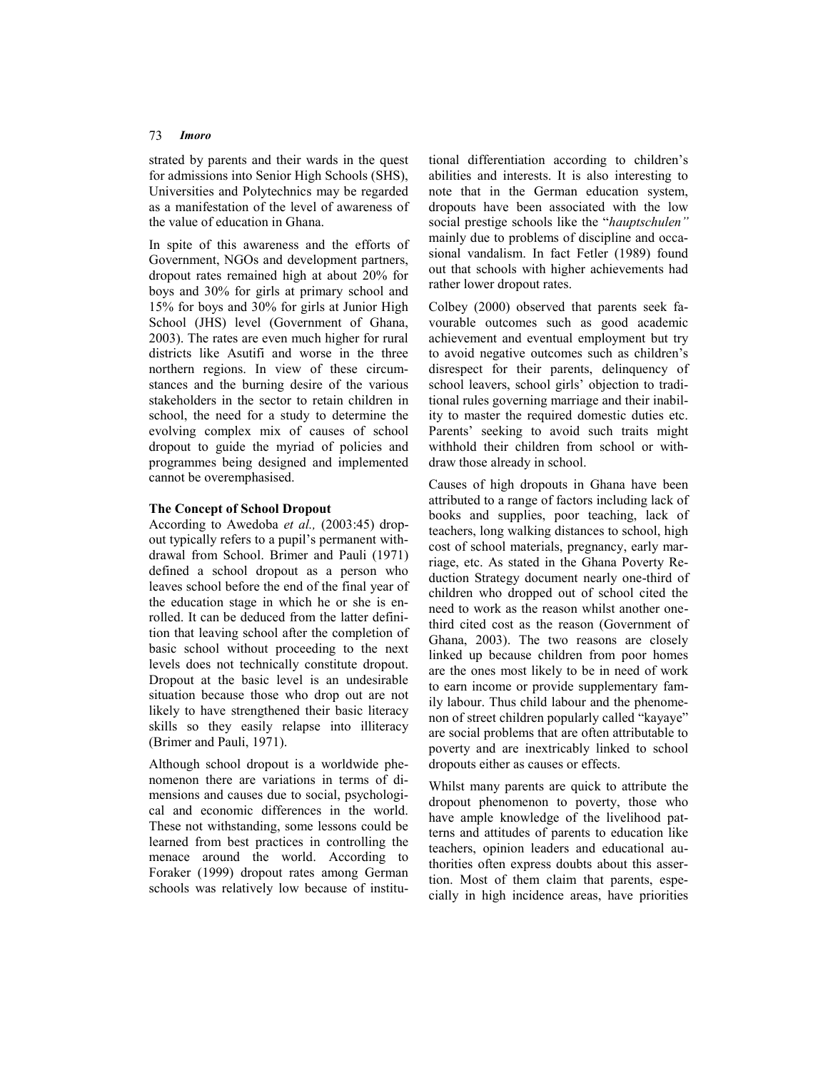strated by parents and their wards in the quest for admissions into Senior High Schools (SHS), Universities and Polytechnics may be regarded as a manifestation of the level of awareness of the value of education in Ghana.

In spite of this awareness and the efforts of Government, NGOs and development partners, dropout rates remained high at about 20% for boys and 30% for girls at primary school and 15% for boys and 30% for girls at Junior High School (JHS) level (Government of Ghana, 2003). The rates are even much higher for rural districts like Asutifi and worse in the three northern regions. In view of these circumstances and the burning desire of the various stakeholders in the sector to retain children in school, the need for a study to determine the evolving complex mix of causes of school dropout to guide the myriad of policies and programmes being designed and implemented cannot be overemphasised.

**The Concept of School Dropout**

According to Awedoba *et al.,* (2003:45) dropout typically refers to a pupil's permanent withdrawal from School. Brimer and Pauli (1971) defined a school dropout as a person who leaves school before the end of the final year of the education stage in which he or she is enrolled. It can be deduced from the latter definition that leaving school after the completion of basic school without proceeding to the next levels does not technically constitute dropout. Dropout at the basic level is an undesirable situation because those who drop out are not likely to have strengthened their basic literacy skills so they easily relapse into illiteracy (Brimer and Pauli, 1971).

Although school dropout is a worldwide phenomenon there are variations in terms of dimensions and causes due to social, psychological and economic differences in the world. These not withstanding, some lessons could be learned from best practices in controlling the menace around the world. According to Foraker (1999) dropout rates among German schools was relatively low because of institutional differentiation according to children's abilities and interests. It is also interesting to note that in the German education system, dropouts have been associated with the low social prestige schools like the "*hauptschulen"* mainly due to problems of discipline and occasional vandalism. In fact Fetler (1989) found out that schools with higher achievements had rather lower dropout rates.

Colbey (2000) observed that parents seek favourable outcomes such as good academic achievement and eventual employment but try to avoid negative outcomes such as children's disrespect for their parents, delinquency of school leavers, school girls' objection to traditional rules governing marriage and their inability to master the required domestic duties etc. Parents' seeking to avoid such traits might withhold their children from school or withdraw those already in school.

Causes of high dropouts in Ghana have been attributed to a range of factors including lack of books and supplies, poor teaching, lack of teachers, long walking distances to school, high cost of school materials, pregnancy, early marriage, etc. As stated in the Ghana Poverty Reduction Strategy document nearly one-third of children who dropped out of school cited the need to work as the reason whilst another one-third cited cost as the reason (Government of Ghana, 2003). The two reasons are closely linked up because children from poor homes are the ones most likely to be in need of work to earn income or provide supplementary family labour. Thus child labour and the phenomenon of street children popularly called "kayaye" are social problems that are often attributable to poverty and are inextricably linked to school dropouts either as causes or effects.

Whilst many parents are quick to attribute the dropout phenomenon to poverty, those who have ample knowledge of the livelihood patterns and attitudes of parents to education like teachers, opinion leaders and educational authorities often express doubts about this assertion. Most of them claim that parents, especially in high incidence areas, have priorities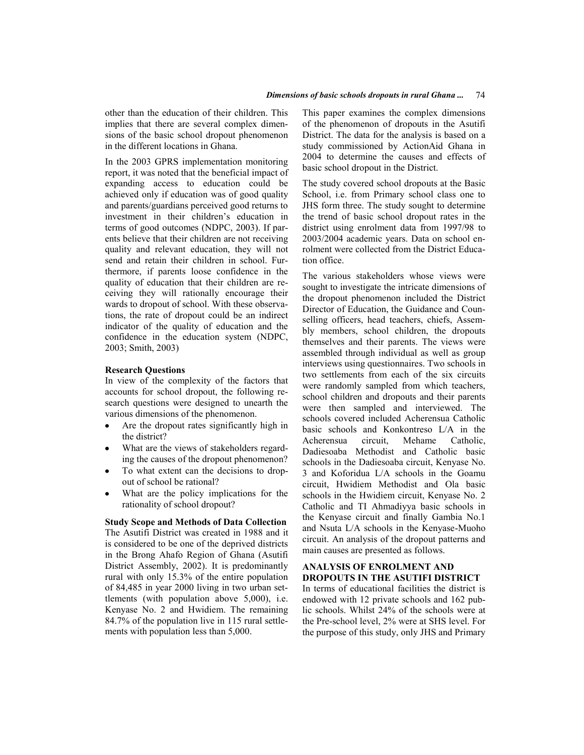other than the education of their children. This implies that there are several complex dimensions of the basic school dropout phenomenon in the different locations in Ghana.

In the 2003 GPRS implementation monitoring report, it was noted that the beneficial impact of expanding access to education could be achieved only if education was of good quality and parents/guardians perceived good returns to investment in their children's education in terms of good outcomes (NDPC, 2003). If parents believe that their children are not receiving quality and relevant education, they will not send and retain their children in school. Furthermore, if parents loose confidence in the quality of education that their children are receiving they will rationally encourage their wards to dropout of school. With these observations, the rate of dropout could be an indirect indicator of the quality of education and the confidence in the education system (NDPC, 2003; Smith, 2003)

**Research Questions**

In view of the complexity of the factors that accounts for school dropout, the following research questions were designed to unearth the various dimensions of the phenomenon.

- Are the dropout rates significantly high in the district?
- What are the views of stakeholders regarding the causes of the dropout phenomenon?
- To what extent can the decisions to dropout of school be rational?
- What are the policy implications for the rationality of school dropout?

**Study Scope and Methods of Data Collection**

The Asutifi District was created in 1988 and it is considered to be one of the deprived districts in the Brong Ahafo Region of Ghana (Asutifi District Assembly, 2002). It is predominantly rural with only 15.3% of the entire population of 84,485 in year 2000 living in two urban settlements (with population above 5,000), i.e. Kenyase No. 2 and Hwidiem. The remaining 84.7% of the population live in 115 rural settlements with population less than 5,000.

This paper examines the complex dimensions of the phenomenon of dropouts in the Asutifi District. The data for the analysis is based on a study commissioned by ActionAid Ghana in 2004 to determine the causes and effects of basic school dropout in the District.

The study covered school dropouts at the Basic School, i.e. from Primary school class one to JHS form three. The study sought to determine the trend of basic school dropout rates in the district using enrolment data from 1997/98 to 2003/2004 academic years. Data on school enrolment were collected from the District Education office.

The various stakeholders whose views were sought to investigate the intricate dimensions of the dropout phenomenon included the District Director of Education, the Guidance and Counselling officers, head teachers, chiefs, Assembly members, school children, the dropouts themselves and their parents. The views were assembled through individual as well as group interviews using questionnaires. Two schools in two settlements from each of the six circuits were randomly sampled from which teachers, school children and dropouts and their parents were then sampled and interviewed. The schools covered included Acherensua Catholic basic schools and Konkontreso L/A in the Acherensua circuit, Mehame Catholic, Dadiesoaba Methodist and Catholic basic schools in the Dadiesoaba circuit, Kenyase No. 3 and Koforidua L/A schools in the Goamu circuit, Hwidiem Methodist and Ola basic schools in the Hwidiem circuit, Kenyase No. 2 Catholic and TI Ahmadiyya basic schools in the Kenyase circuit and finally Gambia No.1 and Nsuta L/A schools in the Kenyase-Muoho circuit. An analysis of the dropout patterns and main causes are presented as follows.

## ANALYSIS OF ENROLMENT AND DROPOUTS IN THE ASUTIFI DISTRICT

In terms of educational facilities the district is endowed with 12 private schools and 162 public schools. Whilst 24% of the schools were at the Pre-school level, 2% were at SHS level. For the purpose of this study, only JHS and Primary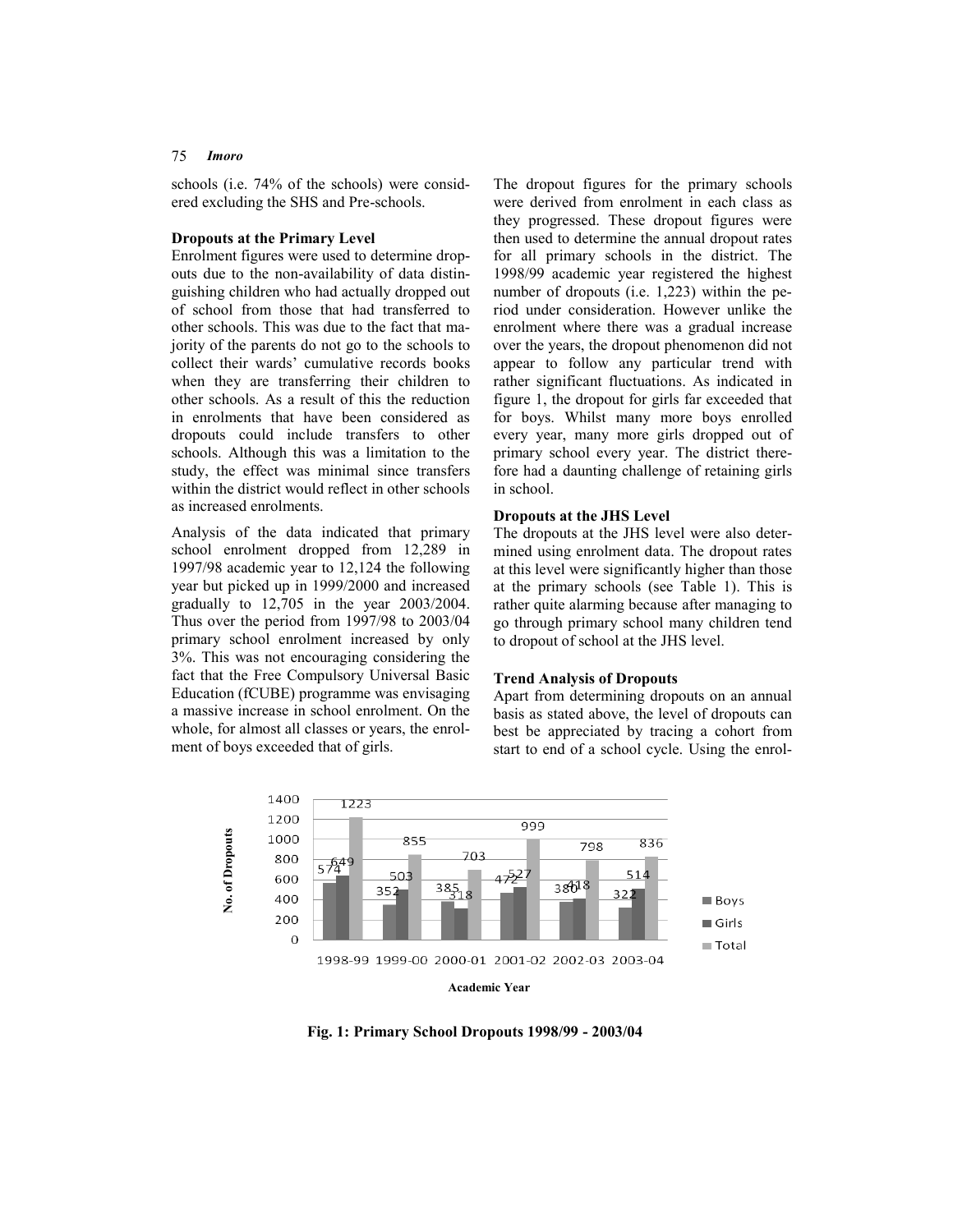schools (i.e. 74% of the schools) were considered excluding the SHS and Pre-schools.

**Dropouts at the Primary Level**

Enrolment figures were used to determine dropouts due to the non-availability of data distinguishing children who had actually dropped out of school from those that had transferred to other schools. This was due to the fact that majority of the parents do not go to the schools to collect their wards' cumulative records books when they are transferring their children to other schools. As a result of this the reduction in enrolments that have been considered as dropouts could include transfers to other schools. Although this was a limitation to the study, the effect was minimal since transfers within the district would reflect in other schools as increased enrolments.

Analysis of the data indicated that primary school enrolment dropped from 12,289 in 1997/98 academic year to 12,124 the following year but picked up in 1999/2000 and increased gradually to 12,705 in the year 2003/2004. Thus over the period from 1997/98 to 2003/04 primary school enrolment increased by only 3%. This was not encouraging considering the fact that the Free Compulsory Universal Basic Education (fCUBE) programme was envisaging a massive increase in school enrolment. On the whole, for almost all classes or years, the enrolment of boys exceeded that of girls.

The dropout figures for the primary schools were derived from enrolment in each class as they progressed. These dropout figures were then used to determine the annual dropout rates for all primary schools in the district. The 1998/99 academic year registered the highest number of dropouts (i.e. 1,223) within the period under consideration. However unlike the enrolment where there was a gradual increase over the years, the dropout phenomenon did not appear to follow any particular trend with rather significant fluctuations. As indicated in figure 1, the dropout for girls far exceeded that for boys. Whilst many more boys enrolled every year, many more girls dropped out of primary school every year. The district therefore had a daunting challenge of retaining girls in school.

**Dropouts at the JHS Level**

The dropouts at the JHS level were also determined using enrolment data. The dropout rates at this level were significantly higher than those at the primary schools (see Table 1). This is rather quite alarming because after managing to go through primary school many children tend to dropout of school at the JHS level.

**Trend Analysis of Dropouts**

Apart from determining dropouts on an annual basis as stated above, the level of dropouts can best be appreciated by tracing a cohort from start to end of a school cycle. Using the enrol-

**Fig. 1: Primary School Dropouts 1998/99 - 2003/04**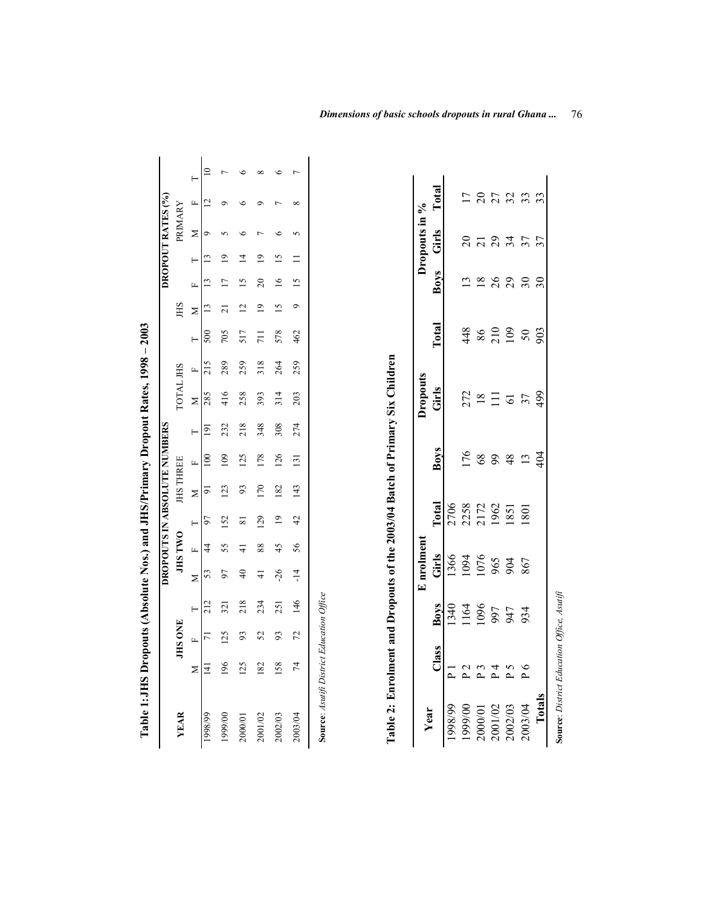**Table 1: JHS Dropouts (Absolute Nos.) and JHS/Primary Dropout Rates, 1998 – 2003**

| YEAR | DROPOUTS IN ABSOLUTE NUMBERS | | | | | | | | | | | | DROPOUT RATES (%) | | | | | |
|---|---|---|---|---|---|---|---|---|---|---|---|---|---|---|---|---|---|---|
| | JHS ONE | | | JHS TWO | | | JHS THREE | | | TOTAL JHS | | | JHS | | | PRIMARY | | |
| | M | F | T | M | F | T | M | F | T | M | F | T | M | F | T | M | F | T |
| 1998/99 | 141 | 71 | 212 | 53 | 44 | 97 | 91 | 100 | 191 | 285 | 215 | 500 | 13 | 13 | 13 | 9 | 12 | 10 |
| 1999/00 | 196 | 125 | 321 | 97 | 55 | 152 | 123 | 109 | 232 | 416 | 289 | 705 | 21 | 17 | 19 | 5 | 9 | 7 |
| 2000/01 | 125 | 93 | 218 | 40 | 41 | 81 | 93 | 125 | 218 | 258 | 259 | 517 | 12 | 15 | 14 | 6 | 6 | 6 |
| 2001/02 | 182 | 52 | 234 | 41 | 88 | 129 | 170 | 178 | 348 | 393 | 318 | 711 | 19 | 20 | 19 | 7 | 9 | 8 |
| 2002/03 | 158 | 93 | 251 | -26 | 45 | 19 | 182 | 126 | 308 | 314 | 264 | 578 | 15 | 16 | 15 | 6 | 7 | 6 |
| 2003/04 | 74 | 72 | 146 | -14 | 56 | 42 | 143 | 131 | 274 | 203 | 259 | 462 | 9 | 15 | 11 | 5 | 8 | 7 |

**Source**: *Asutifi District Education Office*

**Table 2: Enrolment and Dropouts of the 2003/04 Batch of Primary Six Children**

| Year | Class | Enrolment | | | Dropouts | | | Dropouts in % | | |
|---|---|---|---|---|---|---|---|---|---|---|
| | | Boys | Girls | Total | Boys | Girls | Total | Boys | Girls | Total |
| 1998/99 | P 1 | 1340 | 1366 | 2706 | | | | | | |
| 1999/00 | P 2 | 1164 | 1094 | 2258 | 176 | 272 | 448 | 13 | 20 | 17 |
| 2000/01 | P 3 | 1096 | 1076 | 2172 | 68 | 18 | 86 | 18 | 21 | 20 |
| 2001/02 | P 4 | 997 | 965 | 1962 | 99 | 111 | 210 | 26 | 29 | 27 |
| 2002/03 | P 5 | 947 | 904 | 1851 | 48 | 61 | 109 | 29 | 34 | 32 |
| 2003/04 | P 6 | 934 | 867 | 1801 | 13 | 37 | 50 | 30 | 37 | 33 |
| Totals | | | | | 404 | 499 | 903 | 30 | 37 | 33 |

**Source**: *District Education Office, Asutifi*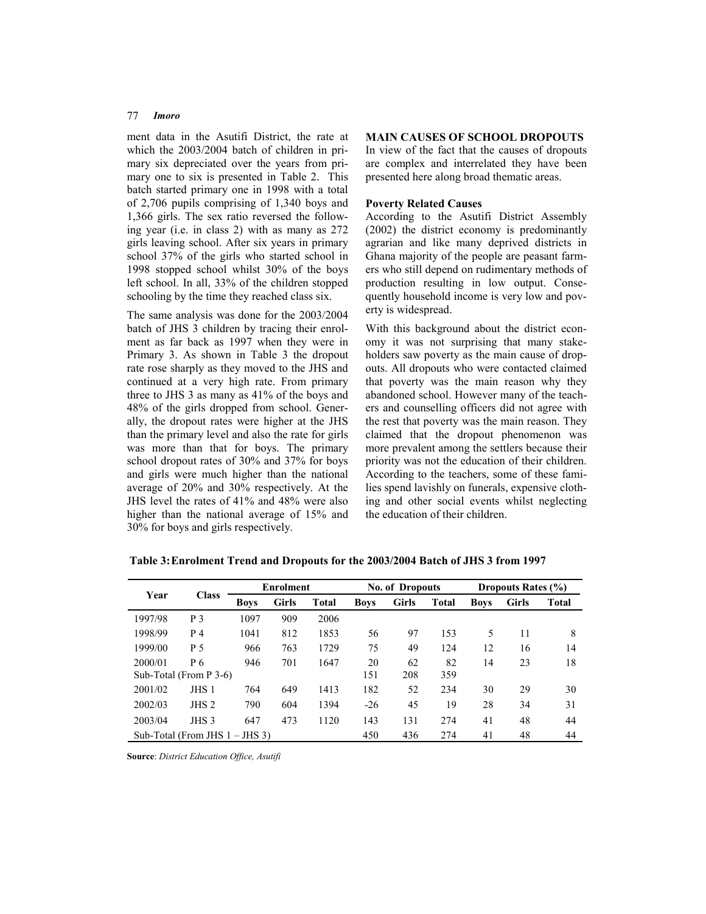ment data in the Asutifi District, the rate at which the 2003/2004 batch of children in primary six depreciated over the years from primary one to six is presented in Table 2. This batch started primary one in 1998 with a total of 2,706 pupils comprising of 1,340 boys and 1,366 girls. The sex ratio reversed the following year (i.e. in class 2) with as many as 272 girls leaving school. After six years in primary school 37% of the girls who started school in 1998 stopped school whilst 30% of the boys left school. In all, 33% of the children stopped schooling by the time they reached class six.

The same analysis was done for the 2003/2004 batch of JHS 3 children by tracing their enrolment as far back as 1997 when they were in Primary 3. As shown in Table 3 the dropout rate rose sharply as they moved to the JHS and continued at a very high rate. From primary three to JHS 3 as many as 41% of the boys and 48% of the girls dropped from school. Generally, the dropout rates were higher at the JHS than the primary level and also the rate for girls was more than that for boys. The primary school dropout rates of 30% and 37% for boys and girls were much higher than the national average of 20% and 30% respectively. At the JHS level the rates of 41% and 48% were also higher than the national average of 15% and 30% for boys and girls respectively.

## MAIN CAUSES OF SCHOOL DROPOUTS

In view of the fact that the causes of dropouts are complex and interrelated they have been presented here along broad thematic areas.

### Poverty Related Causes

According to the Asutifi District Assembly (2002) the district economy is predominantly agrarian and like many deprived districts in Ghana majority of the people are peasant farmers who still depend on rudimentary methods of production resulting in low output. Consequently household income is very low and poverty is widespread.

With this background about the district economy it was not surprising that many stakeholders saw poverty as the main cause of dropouts. All dropouts who were contacted claimed that poverty was the main reason why they abandoned school. However many of the teachers and counselling officers did not agree with the rest that poverty was the main reason. They claimed that the dropout phenomenon was more prevalent among the settlers because their priority was not the education of their children. According to the teachers, some of these families spend lavishly on funerals, expensive clothing and other social events whilst neglecting the education of their children.

**Table 3: Enrolment Trend and Dropouts for the 2003/2004 Batch of JHS 3 from 1997**

| Year | Class | Enrolment | | | No. of Dropouts | | | Dropouts Rates (%) | | |
|---|---|---|---|---|---|---|---|---|---|---|
| | | Boys | Girls | Total | Boys | Girls | Total | Boys | Girls | Total |
| 1997/98 | P 3 | 1097 | 909 | 2006 | | | | | | |
| 1998/99 | P 4 | 1041 | 812 | 1853 | 56 | 97 | 153 | 5 | 11 | 8 |
| 1999/00 | P 5 | 966 | 763 | 1729 | 75 | 49 | 124 | 12 | 16 | 14 |
| 2000/01 | P 6 | 946 | 701 | 1647 | 20 | 62 | 82 | 14 | 23 | 18 |
| Sub-Total (From P 3-6) | | | | | 151 | 208 | 359 | | | |
| 2001/02 | JHS 1 | 764 | 649 | 1413 | 182 | 52 | 234 | 30 | 29 | 30 |
| 2002/03 | JHS 2 | 790 | 604 | 1394 | -26 | 45 | 19 | 28 | 34 | 31 |
| 2003/04 | JHS 3 | 647 | 473 | 1120 | 143 | 131 | 274 | 41 | 48 | 44 |
| Sub-Total (From JHS 1 – JHS 3) | | | | | 450 | 436 | 274 | 41 | 48 | 44 |

**Source**: *District Education Office, Asutifi*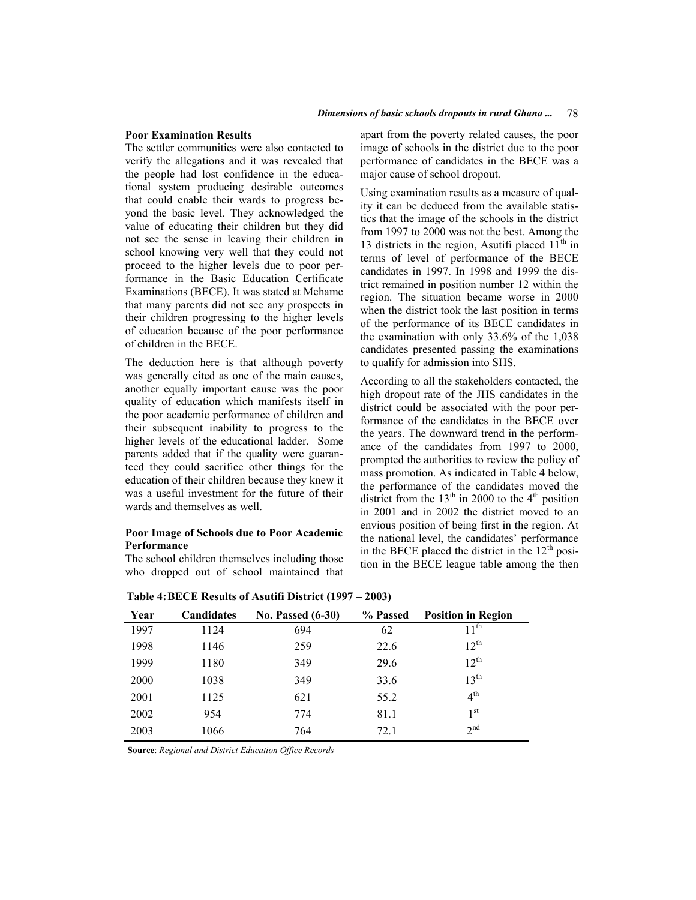### Poor Examination Results

The settler communities were also contacted to verify the allegations and it was revealed that the people had lost confidence in the educational system producing desirable outcomes that could enable their wards to progress beyond the basic level. They acknowledged the value of educating their children but they did not see the sense in leaving their children in school knowing very well that they could not proceed to the higher levels due to poor performance in the Basic Education Certificate Examinations (BECE). It was stated at Mehame that many parents did not see any prospects in their children progressing to the higher levels of education because of the poor performance of children in the BECE.

The deduction here is that although poverty was generally cited as one of the main causes, another equally important cause was the poor quality of education which manifests itself in the poor academic performance of children and their subsequent inability to progress to the higher levels of the educational ladder. Some parents added that if the quality were guaranteed they could sacrifice other things for the education of their children because they knew it was a useful investment for the future of their wards and themselves as well.

### Poor Image of Schools due to Poor Academic Performance

The school children themselves including those who dropped out of school maintained that apart from the poverty related causes, the poor image of schools in the district due to the poor performance of candidates in the BECE was a major cause of school dropout.

Using examination results as a measure of quality it can be deduced from the available statistics that the image of the schools in the district from 1997 to 2000 was not the best. Among the 13 districts in the region, Asutifi placed 11th in terms of level of performance of the BECE candidates in 1997. In 1998 and 1999 the district remained in position number 12 within the region. The situation became worse in 2000 when the district took the last position in terms of the performance of its BECE candidates in the examination with only 33.6% of the 1,038 candidates presented passing the examinations to qualify for admission into SHS.

According to all the stakeholders contacted, the high dropout rate of the JHS candidates in the district could be associated with the poor performance of the candidates in the BECE over the years. The downward trend in the performance of the candidates from 1997 to 2000, prompted the authorities to review the policy of mass promotion. As indicated in Table 4 below, the performance of the candidates moved the district from the 13th in 2000 to the 4th position in 2001 and in 2002 the district moved to an envious position of being first in the region. At the national level, the candidates' performance in the BECE placed the district in the 12th position in the BECE league table among the then

**Table 4: BECE Results of Asutifi District (1997 – 2003)**

| Year | Candidates | No. Passed (6-30) | % Passed | Position in Region |
|---|---|---|---|---|
| 1997 | 1124 | 694 | 62 | 11th |
| 1998 | 1146 | 259 | 22.6 | 12th |
| 1999 | 1180 | 349 | 29.6 | 12th |
| 2000 | 1038 | 349 | 33.6 | 13th |
| 2001 | 1125 | 621 | 55.2 | 4th |
| 2002 | 954 | 774 | 81.1 | 1st |
| 2003 | 1066 | 764 | 72.1 | 2nd |

**Source**: *Regional and District Education Office Records*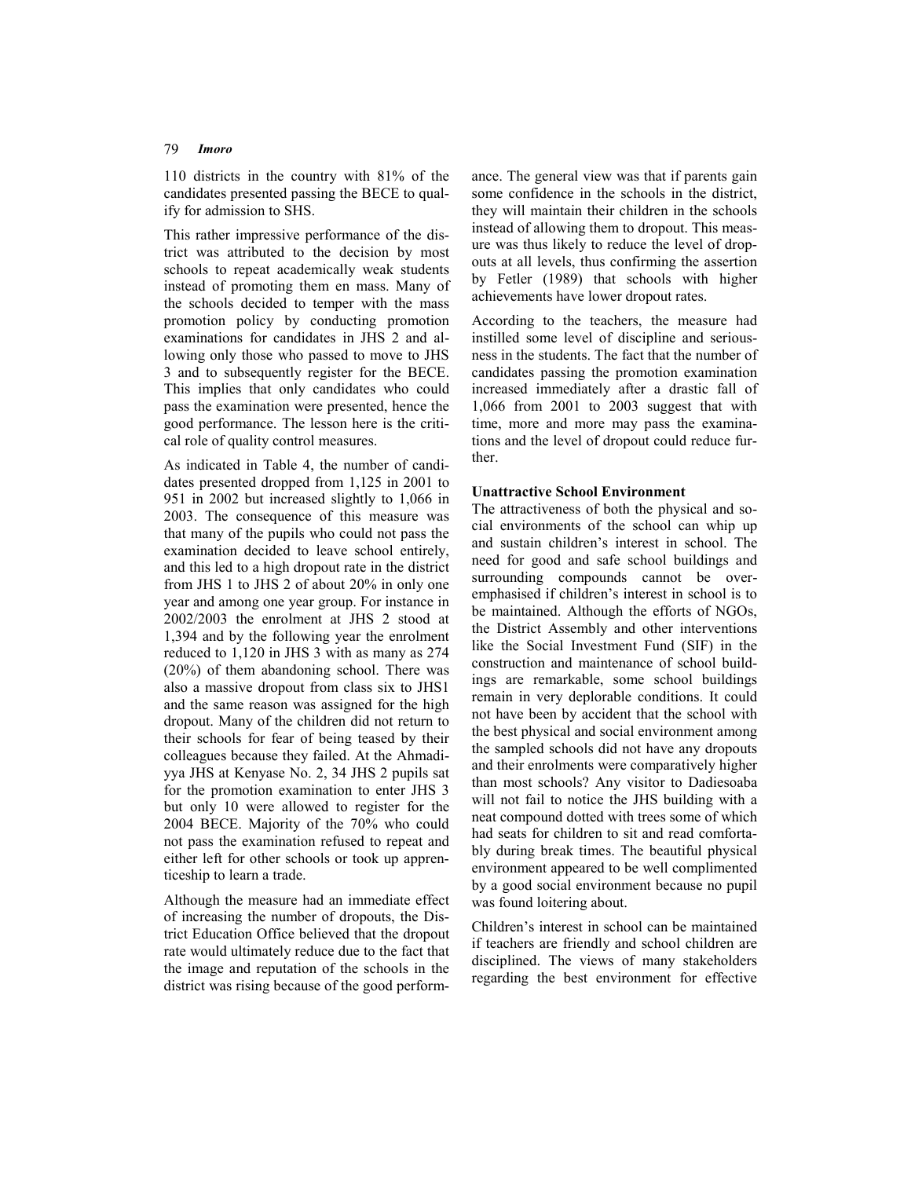110 districts in the country with 81% of the candidates presented passing the BECE to qualify for admission to SHS.

This rather impressive performance of the district was attributed to the decision by most schools to repeat academically weak students instead of promoting them en mass. Many of the schools decided to temper with the mass promotion policy by conducting promotion examinations for candidates in JHS 2 and allowing only those who passed to move to JHS 3 and to subsequently register for the BECE. This implies that only candidates who could pass the examination were presented, hence the good performance. The lesson here is the critical role of quality control measures.

As indicated in Table 4, the number of candidates presented dropped from 1,125 in 2001 to 951 in 2002 but increased slightly to 1,066 in 2003. The consequence of this measure was that many of the pupils who could not pass the examination decided to leave school entirely, and this led to a high dropout rate in the district from JHS 1 to JHS 2 of about 20% in only one year and among one year group. For instance in 2002/2003 the enrolment at JHS 2 stood at 1,394 and by the following year the enrolment reduced to 1,120 in JHS 3 with as many as 274 (20%) of them abandoning school. There was also a massive dropout from class six to JHS1 and the same reason was assigned for the high dropout. Many of the children did not return to their schools for fear of being teased by their colleagues because they failed. At the Ahmadiyya JHS at Kenyase No. 2, 34 JHS 2 pupils sat for the promotion examination to enter JHS 3 but only 10 were allowed to register for the 2004 BECE. Majority of the 70% who could not pass the examination refused to repeat and either left for other schools or took up apprenticeship to learn a trade.

Although the measure had an immediate effect of increasing the number of dropouts, the District Education Office believed that the dropout rate would ultimately reduce due to the fact that the image and reputation of the schools in the district was rising because of the good performance. The general view was that if parents gain some confidence in the schools in the district, they will maintain their children in the schools instead of allowing them to dropout. This measure was thus likely to reduce the level of dropouts at all levels, thus confirming the assertion by Fetler (1989) that schools with higher achievements have lower dropout rates.

According to the teachers, the measure had instilled some level of discipline and seriousness in the students. The fact that the number of candidates passing the promotion examination increased immediately after a drastic fall of 1,066 from 2001 to 2003 suggest that with time, more and more may pass the examinations and the level of dropout could reduce further.

**Unattractive School Environment**

The attractiveness of both the physical and social environments of the school can whip up and sustain children's interest in school. The need for good and safe school buildings and surrounding compounds cannot be overemphasised if children's interest in school is to be maintained. Although the efforts of NGOs, the District Assembly and other interventions like the Social Investment Fund (SIF) in the construction and maintenance of school buildings are remarkable, some school buildings remain in very deplorable conditions. It could not have been by accident that the school with the best physical and social environment among the sampled schools did not have any dropouts and their enrolments were comparatively higher than most schools? Any visitor to Dadiesoaba will not fail to notice the JHS building with a neat compound dotted with trees some of which had seats for children to sit and read comfortably during break times. The beautiful physical environment appeared to be well complimented by a good social environment because no pupil was found loitering about.

Children's interest in school can be maintained if teachers are friendly and school children are disciplined. The views of many stakeholders regarding the best environment for effective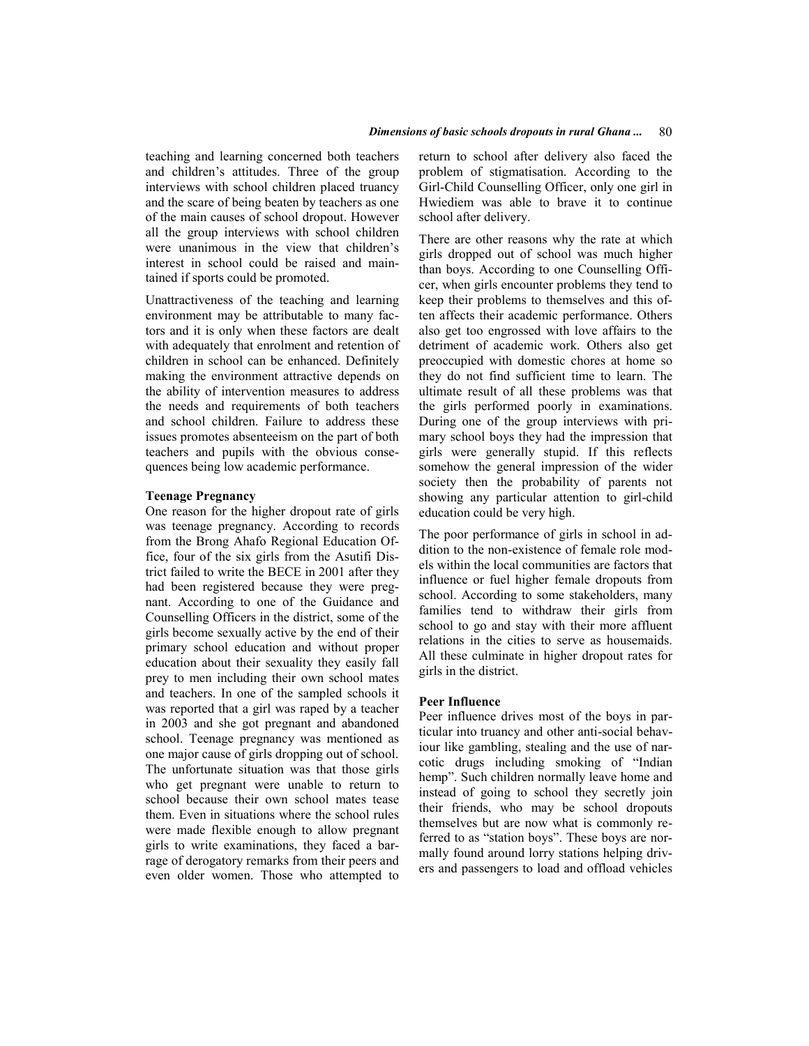teaching and learning concerned both teachers and children's attitudes. Three of the group interviews with school children placed truancy and the scare of being beaten by teachers as one of the main causes of school dropout. However all the group interviews with school children were unanimous in the view that children's interest in school could be raised and maintained if sports could be promoted.

Unattractiveness of the teaching and learning environment may be attributable to many factors and it is only when these factors are dealt with adequately that enrolment and retention of children in school can be enhanced. Definitely making the environment attractive depends on the ability of intervention measures to address the needs and requirements of both teachers and school children. Failure to address these issues promotes absenteeism on the part of both teachers and pupils with the obvious consequences being low academic performance.

**Teenage Pregnancy**

One reason for the higher dropout rate of girls was teenage pregnancy. According to records from the Brong Ahafo Regional Education Office, four of the six girls from the Asutifi District failed to write the BECE in 2001 after they had been registered because they were pregnant. According to one of the Guidance and Counselling Officers in the district, some of the girls become sexually active by the end of their primary school education and without proper education about their sexuality they easily fall prey to men including their own school mates and teachers. In one of the sampled schools it was reported that a girl was raped by a teacher in 2003 and she got pregnant and abandoned school. Teenage pregnancy was mentioned as one major cause of girls dropping out of school. The unfortunate situation was that those girls who get pregnant were unable to return to school because their own school mates tease them. Even in situations where the school rules were made flexible enough to allow pregnant girls to write examinations, they faced a barrage of derogatory remarks from their peers and even older women. Those who attempted to return to school after delivery also faced the problem of stigmatisation. According to the Girl-Child Counselling Officer, only one girl in Hwiediem was able to brave it to continue school after delivery.

There are other reasons why the rate at which girls dropped out of school was much higher than boys. According to one Counselling Officer, when girls encounter problems they tend to keep their problems to themselves and this often affects their academic performance. Others also get too engrossed with love affairs to the detriment of academic work. Others also get preoccupied with domestic chores at home so they do not find sufficient time to learn. The ultimate result of all these problems was that the girls performed poorly in examinations. During one of the group interviews with primary school boys they had the impression that girls were generally stupid. If this reflects somehow the general impression of the wider society then the probability of parents not showing any particular attention to girl-child education could be very high.

The poor performance of girls in school in addition to the non-existence of female role models within the local communities are factors that influence or fuel higher female dropouts from school. According to some stakeholders, many families tend to withdraw their girls from school to go and stay with their more affluent relations in the cities to serve as housemaids. All these culminate in higher dropout rates for girls in the district.

**Peer Influence**

Peer influence drives most of the boys in particular into truancy and other anti-social behaviour like gambling, stealing and the use of narcotic drugs including smoking of "Indian hemp". Such children normally leave home and instead of going to school they secretly join their friends, who may be school dropouts themselves but are now what is commonly referred to as "station boys". These boys are normally found around lorry stations helping drivers and passengers to load and offload vehicles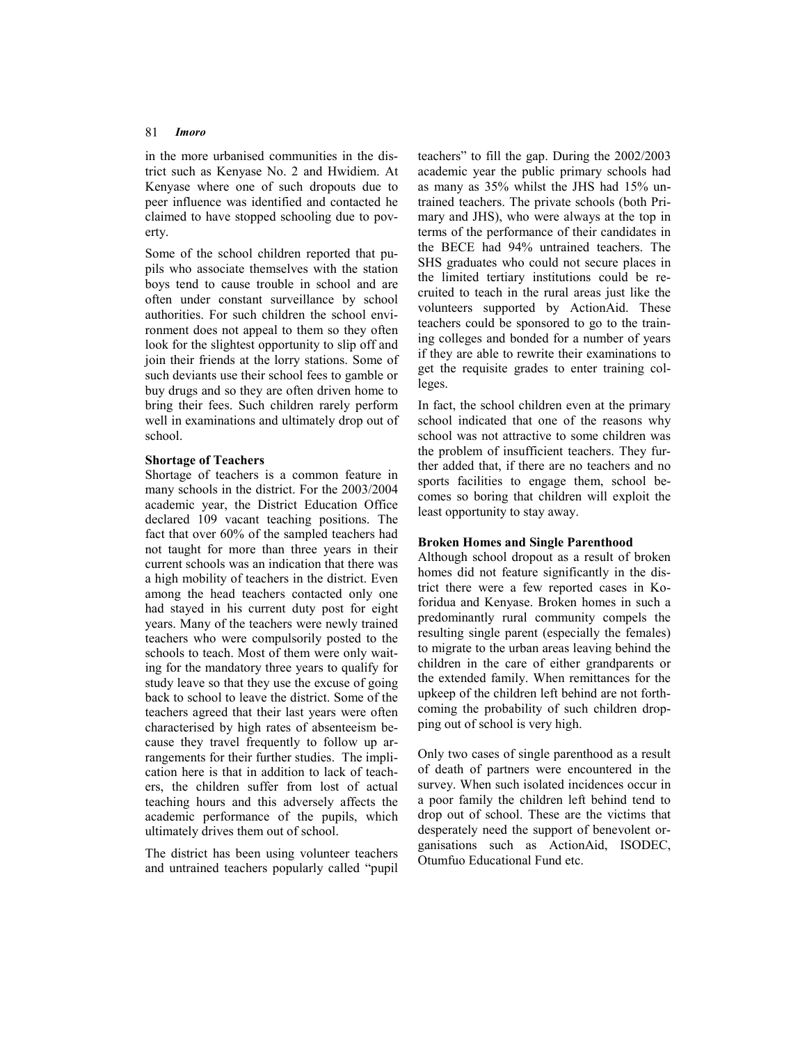in the more urbanised communities in the district such as Kenyase No. 2 and Hwidiem. At Kenyase where one of such dropouts due to peer influence was identified and contacted he claimed to have stopped schooling due to poverty.

Some of the school children reported that pupils who associate themselves with the station boys tend to cause trouble in school and are often under constant surveillance by school authorities. For such children the school environment does not appeal to them so they often look for the slightest opportunity to slip off and join their friends at the lorry stations. Some of such deviants use their school fees to gamble or buy drugs and so they are often driven home to bring their fees. Such children rarely perform well in examinations and ultimately drop out of school.

**Shortage of Teachers**

Shortage of teachers is a common feature in many schools in the district. For the 2003/2004 academic year, the District Education Office declared 109 vacant teaching positions. The fact that over 60% of the sampled teachers had not taught for more than three years in their current schools was an indication that there was a high mobility of teachers in the district. Even among the head teachers contacted only one had stayed in his current duty post for eight years. Many of the teachers were newly trained teachers who were compulsorily posted to the schools to teach. Most of them were only waiting for the mandatory three years to qualify for study leave so that they use the excuse of going back to school to leave the district. Some of the teachers agreed that their last years were often characterised by high rates of absenteeism because they travel frequently to follow up arrangements for their further studies. The implication here is that in addition to lack of teachers, the children suffer from lost of actual teaching hours and this adversely affects the academic performance of the pupils, which ultimately drives them out of school.

The district has been using volunteer teachers and untrained teachers popularly called "pupil teachers" to fill the gap. During the 2002/2003 academic year the public primary schools had as many as 35% whilst the JHS had 15% untrained teachers. The private schools (both Primary and JHS), who were always at the top in terms of the performance of their candidates in the BECE had 94% untrained teachers. The SHS graduates who could not secure places in the limited tertiary institutions could be recruited to teach in the rural areas just like the volunteers supported by ActionAid. These teachers could be sponsored to go to the training colleges and bonded for a number of years if they are able to rewrite their examinations to get the requisite grades to enter training colleges.

In fact, the school children even at the primary school indicated that one of the reasons why school was not attractive to some children was the problem of insufficient teachers. They further added that, if there are no teachers and no sports facilities to engage them, school becomes so boring that children will exploit the least opportunity to stay away.

**Broken Homes and Single Parenthood**

Although school dropout as a result of broken homes did not feature significantly in the district there were a few reported cases in Koforidua and Kenyase. Broken homes in such a predominantly rural community compels the resulting single parent (especially the females) to migrate to the urban areas leaving behind the children in the care of either grandparents or the extended family. When remittances for the upkeep of the children left behind are not forthcoming the probability of such children dropping out of school is very high.

Only two cases of single parenthood as a result of death of partners were encountered in the survey. When such isolated incidences occur in a poor family the children left behind tend to drop out of school. These are the victims that desperately need the support of benevolent organisations such as ActionAid, ISODEC, Otumfuo Educational Fund etc.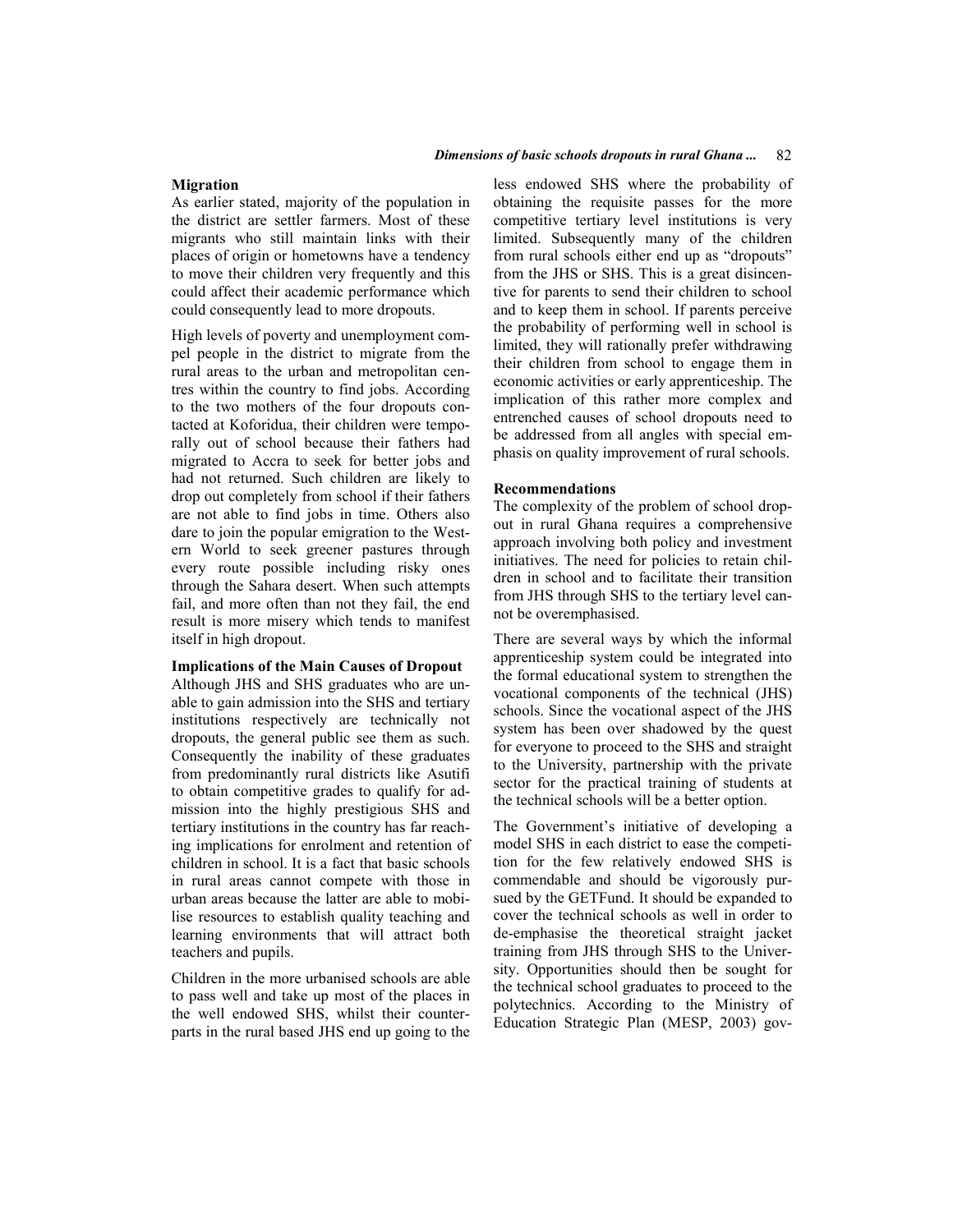**Migration**

As earlier stated, majority of the population in the district are settler farmers. Most of these migrants who still maintain links with their places of origin or hometowns have a tendency to move their children very frequently and this could affect their academic performance which could consequently lead to more dropouts.

High levels of poverty and unemployment compel people in the district to migrate from the rural areas to the urban and metropolitan centres within the country to find jobs. According to the two mothers of the four dropouts contacted at Koforidua, their children were temporally out of school because their fathers had migrated to Accra to seek for better jobs and had not returned. Such children are likely to drop out completely from school if their fathers are not able to find jobs in time. Others also dare to join the popular emigration to the Western World to seek greener pastures through every route possible including risky ones through the Sahara desert. When such attempts fail, and more often than not they fail, the end result is more misery which tends to manifest itself in high dropout.

**Implications of the Main Causes of Dropout**

Although JHS and SHS graduates who are unable to gain admission into the SHS and tertiary institutions respectively are technically not dropouts, the general public see them as such. Consequently the inability of these graduates from predominantly rural districts like Asutifi to obtain competitive grades to qualify for admission into the highly prestigious SHS and tertiary institutions in the country has far reaching implications for enrolment and retention of children in school. It is a fact that basic schools in rural areas cannot compete with those in urban areas because the latter are able to mobilise resources to establish quality teaching and learning environments that will attract both teachers and pupils.

Children in the more urbanised schools are able to pass well and take up most of the places in the well endowed SHS, whilst their counterparts in the rural based JHS end up going to the less endowed SHS where the probability of obtaining the requisite passes for the more competitive tertiary level institutions is very limited. Subsequently many of the children from rural schools either end up as "dropouts" from the JHS or SHS. This is a great disincentive for parents to send their children to school and to keep them in school. If parents perceive the probability of performing well in school is limited, they will rationally prefer withdrawing their children from school to engage them in economic activities or early apprenticeship. The implication of this rather more complex and entrenched causes of school dropouts need to be addressed from all angles with special emphasis on quality improvement of rural schools.

**Recommendations**

The complexity of the problem of school dropout in rural Ghana requires a comprehensive approach involving both policy and investment initiatives. The need for policies to retain children in school and to facilitate their transition from JHS through SHS to the tertiary level cannot be overemphasised.

There are several ways by which the informal apprenticeship system could be integrated into the formal educational system to strengthen the vocational components of the technical (JHS) schools. Since the vocational aspect of the JHS system has been over shadowed by the quest for everyone to proceed to the SHS and straight to the University, partnership with the private sector for the practical training of students at the technical schools will be a better option.

The Government's initiative of developing a model SHS in each district to ease the competition for the few relatively endowed SHS is commendable and should be vigorously pursued by the GETFund. It should be expanded to cover the technical schools as well in order to de-emphasise the theoretical straight jacket training from JHS through SHS to the University. Opportunities should then be sought for the technical school graduates to proceed to the polytechnics. According to the Ministry of Education Strategic Plan (MESP, 2003) gov-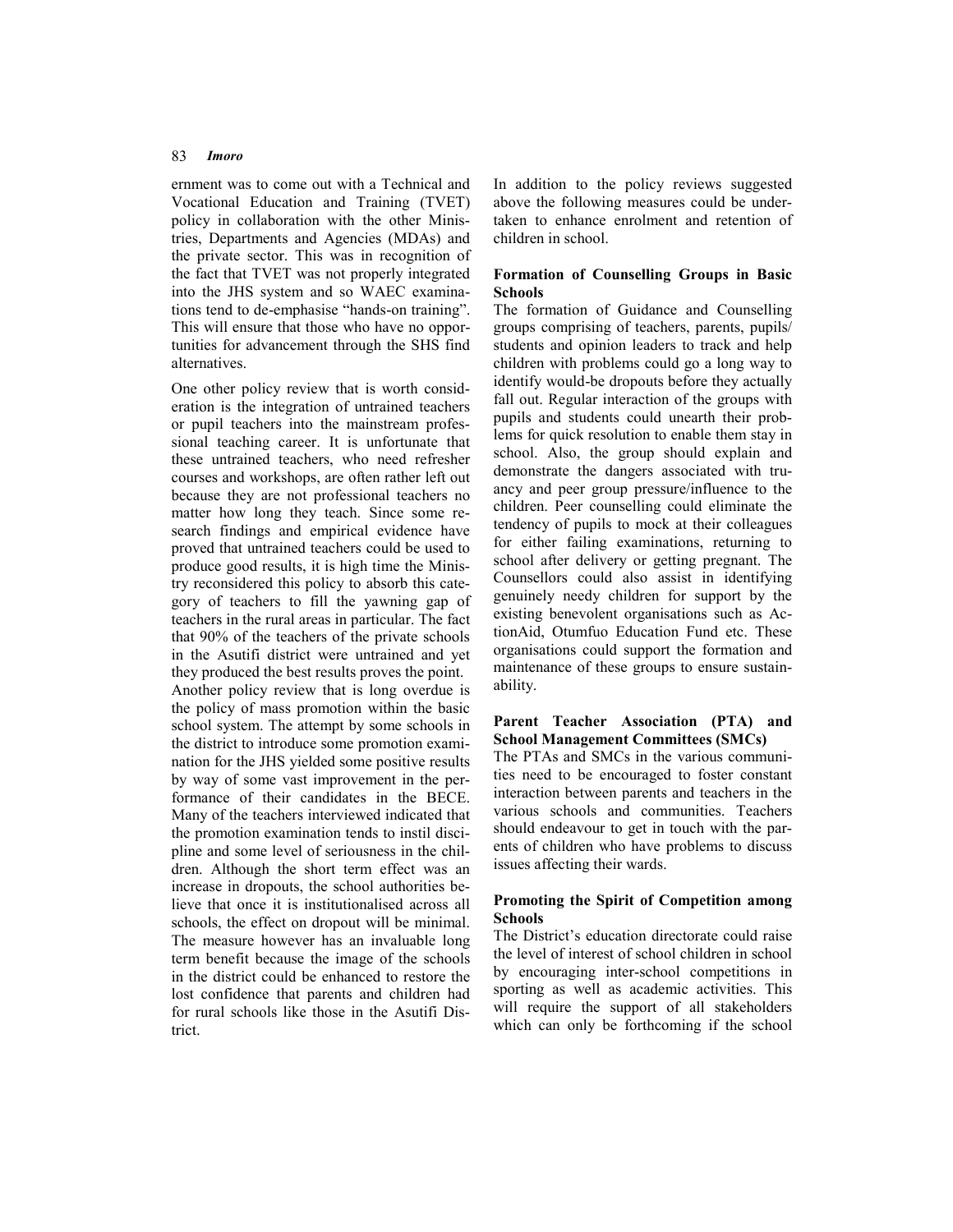ernment was to come out with a Technical and Vocational Education and Training (TVET) policy in collaboration with the other Ministries, Departments and Agencies (MDAs) and the private sector. This was in recognition of the fact that TVET was not properly integrated into the JHS system and so WAEC examinations tend to de-emphasise "hands-on training". This will ensure that those who have no opportunities for advancement through the SHS find alternatives.

One other policy review that is worth consideration is the integration of untrained teachers or pupil teachers into the mainstream professional teaching career. It is unfortunate that these untrained teachers, who need refresher courses and workshops, are often rather left out because they are not professional teachers no matter how long they teach. Since some research findings and empirical evidence have proved that untrained teachers could be used to produce good results, it is high time the Ministry reconsidered this policy to absorb this category of teachers to fill the yawning gap of teachers in the rural areas in particular. The fact that 90% of the teachers of the private schools in the Asutifi district were untrained and yet they produced the best results proves the point.

Another policy review that is long overdue is the policy of mass promotion within the basic school system. The attempt by some schools in the district to introduce some promotion examination for the JHS yielded some positive results by way of some vast improvement in the performance of their candidates in the BECE. Many of the teachers interviewed indicated that the promotion examination tends to instil discipline and some level of seriousness in the children. Although the short term effect was an increase in dropouts, the school authorities believe that once it is institutionalised across all schools, the effect on dropout will be minimal. The measure however has an invaluable long term benefit because the image of the schools in the district could be enhanced to restore the lost confidence that parents and children had for rural schools like those in the Asutifi District.

In addition to the policy reviews suggested above the following measures could be undertaken to enhance enrolment and retention of children in school.

**Formation of Counselling Groups in Basic Schools**

The formation of Guidance and Counselling groups comprising of teachers, parents, pupils/ students and opinion leaders to track and help children with problems could go a long way to identify would-be dropouts before they actually fall out. Regular interaction of the groups with pupils and students could unearth their problems for quick resolution to enable them stay in school. Also, the group should explain and demonstrate the dangers associated with truancy and peer group pressure/influence to the children. Peer counselling could eliminate the tendency of pupils to mock at their colleagues for either failing examinations, returning to school after delivery or getting pregnant. The Counsellors could also assist in identifying genuinely needy children for support by the existing benevolent organisations such as ActionAid, Otumfuo Education Fund etc. These organisations could support the formation and maintenance of these groups to ensure sustainability.

**Parent Teacher Association (PTA) and School Management Committees (SMCs)**

The PTAs and SMCs in the various communities need to be encouraged to foster constant interaction between parents and teachers in the various schools and communities. Teachers should endeavour to get in touch with the parents of children who have problems to discuss issues affecting their wards.

**Promoting the Spirit of Competition among Schools**

The District's education directorate could raise the level of interest of school children in school by encouraging inter-school competitions in sporting as well as academic activities. This will require the support of all stakeholders which can only be forthcoming if the school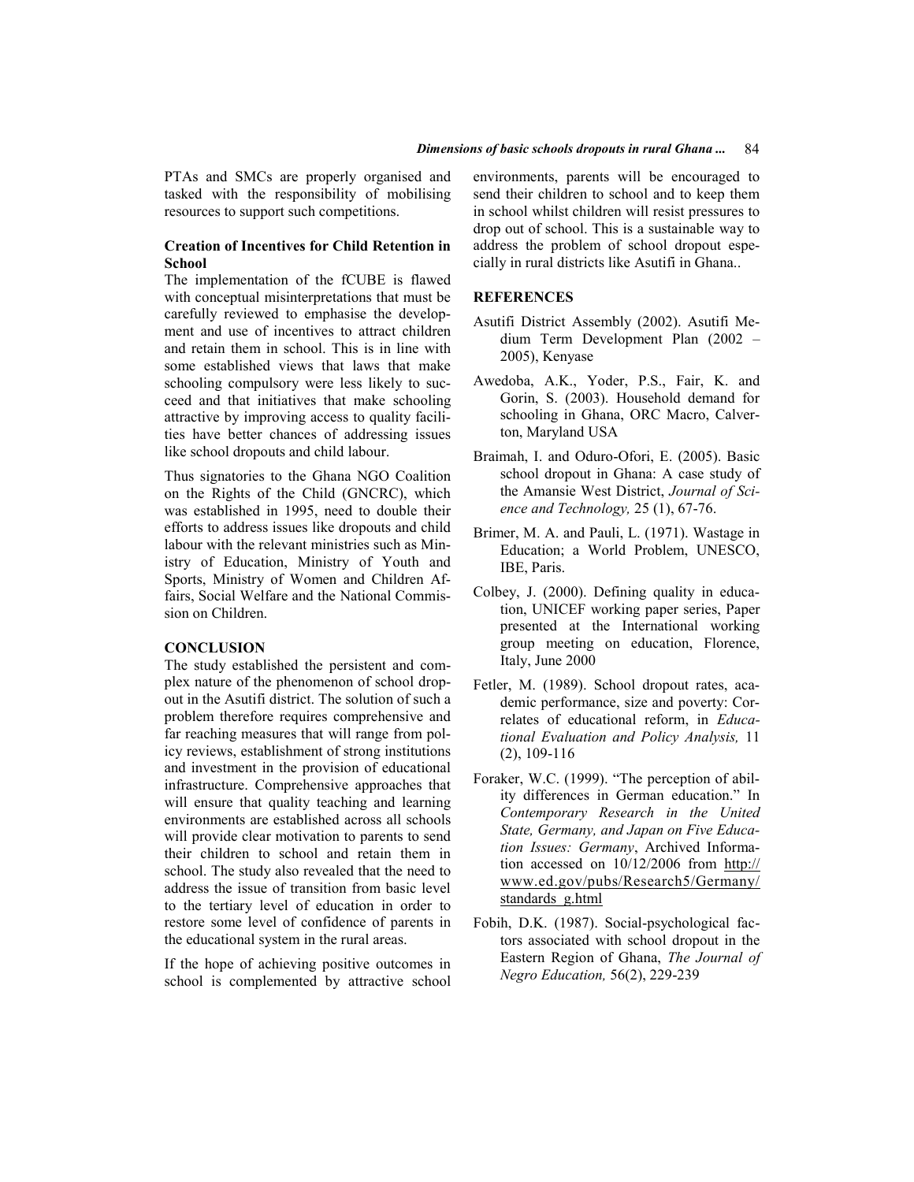PTAs and SMCs are properly organised and tasked with the responsibility of mobilising resources to support such competitions.

### Creation of Incentives for Child Retention in School

The implementation of the fCUBE is flawed with conceptual misinterpretations that must be carefully reviewed to emphasise the development and use of incentives to attract children and retain them in school. This is in line with some established views that laws that make schooling compulsory were less likely to succeed and that initiatives that make schooling attractive by improving access to quality facilities have better chances of addressing issues like school dropouts and child labour.

Thus signatories to the Ghana NGO Coalition on the Rights of the Child (GNCRC), which was established in 1995, need to double their efforts to address issues like dropouts and child labour with the relevant ministries such as Ministry of Education, Ministry of Youth and Sports, Ministry of Women and Children Affairs, Social Welfare and the National Commission on Children.

## CONCLUSION

The study established the persistent and complex nature of the phenomenon of school dropout in the Asutifi district. The solution of such a problem therefore requires comprehensive and far reaching measures that will range from policy reviews, establishment of strong institutions and investment in the provision of educational infrastructure. Comprehensive approaches that will ensure that quality teaching and learning environments are established across all schools will provide clear motivation to parents to send their children to school and retain them in school. The study also revealed that the need to address the issue of transition from basic level to the tertiary level of education in order to restore some level of confidence of parents in the educational system in the rural areas.

If the hope of achieving positive outcomes in school is complemented by attractive school environments, parents will be encouraged to send their children to school and to keep them in school whilst children will resist pressures to drop out of school. This is a sustainable way to address the problem of school dropout especially in rural districts like Asutifi in Ghana..

## REFERENCES

Asutifi District Assembly (2002). Asutifi Medium Term Development Plan (2002 – 2005), Kenyase

Awedoba, A.K., Yoder, P.S., Fair, K. and Gorin, S. (2003). Household demand for schooling in Ghana, ORC Macro, Calverton, Maryland USA

Braimah, I. and Oduro-Ofori, E. (2005). Basic school dropout in Ghana: A case study of the Amansie West District, *Journal of Science and Technology,* 25 (1), 67-76.

Brimer, M. A. and Pauli, L. (1971). Wastage in Education; a World Problem, UNESCO, IBE, Paris.

Colbey, J. (2000). Defining quality in education, UNICEF working paper series, Paper presented at the International working group meeting on education, Florence, Italy, June 2000

Fetler, M. (1989). School dropout rates, academic performance, size and poverty: Correlates of educational reform, in *Educational Evaluation and Policy Analysis,* 11 (2), 109-116

Foraker, W.C. (1999). "The perception of ability differences in German education." In *Contemporary Research in the United State, Germany, and Japan on Five Education Issues: Germany*, Archived Information accessed on 10/12/2006 from http://www.ed.gov/pubs/Research5/Germany/standards_g.html

Fobih, D.K. (1987). Social-psychological factors associated with school dropout in the Eastern Region of Ghana, *The Journal of Negro Education,* 56(2), 229-239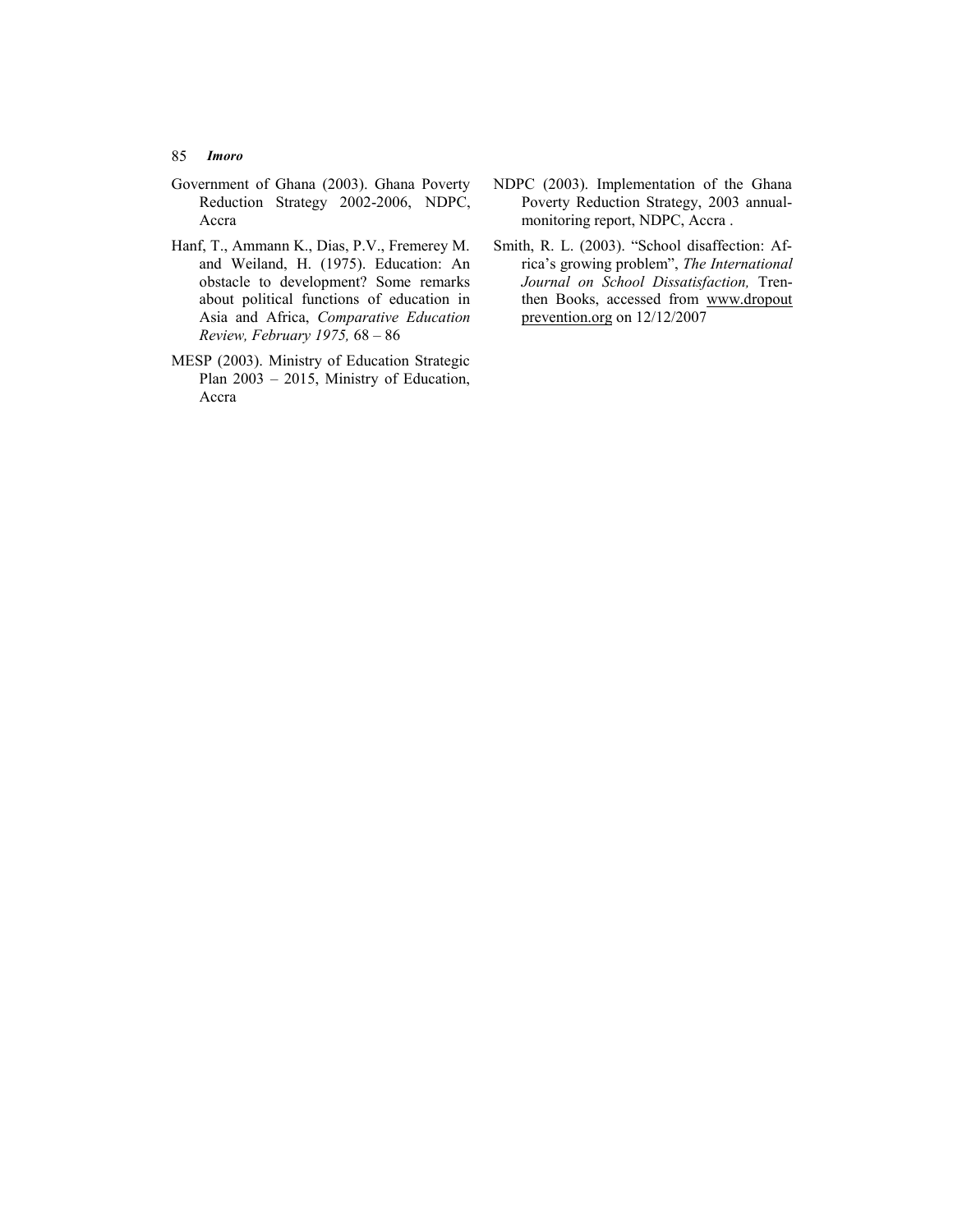Government of Ghana (2003). Ghana Poverty Reduction Strategy 2002-2006, NDPC, Accra

Hanf, T., Ammann K., Dias, P.V., Fremerey M. and Weiland, H. (1975). Education: An obstacle to development? Some remarks about political functions of education in Asia and Africa, *Comparative Education Review, February 1975,* 68 – 86

MESP (2003). Ministry of Education Strategic Plan 2003 – 2015, Ministry of Education, Accra

NDPC (2003). Implementation of the Ghana Poverty Reduction Strategy, 2003 annual-monitoring report, NDPC, Accra .

Smith, R. L. (2003). "School disaffection: Africa's growing problem", *The International Journal on School Dissatisfaction,* Trenthen Books, accessed from www.dropoutprevention.org on 12/12/2007